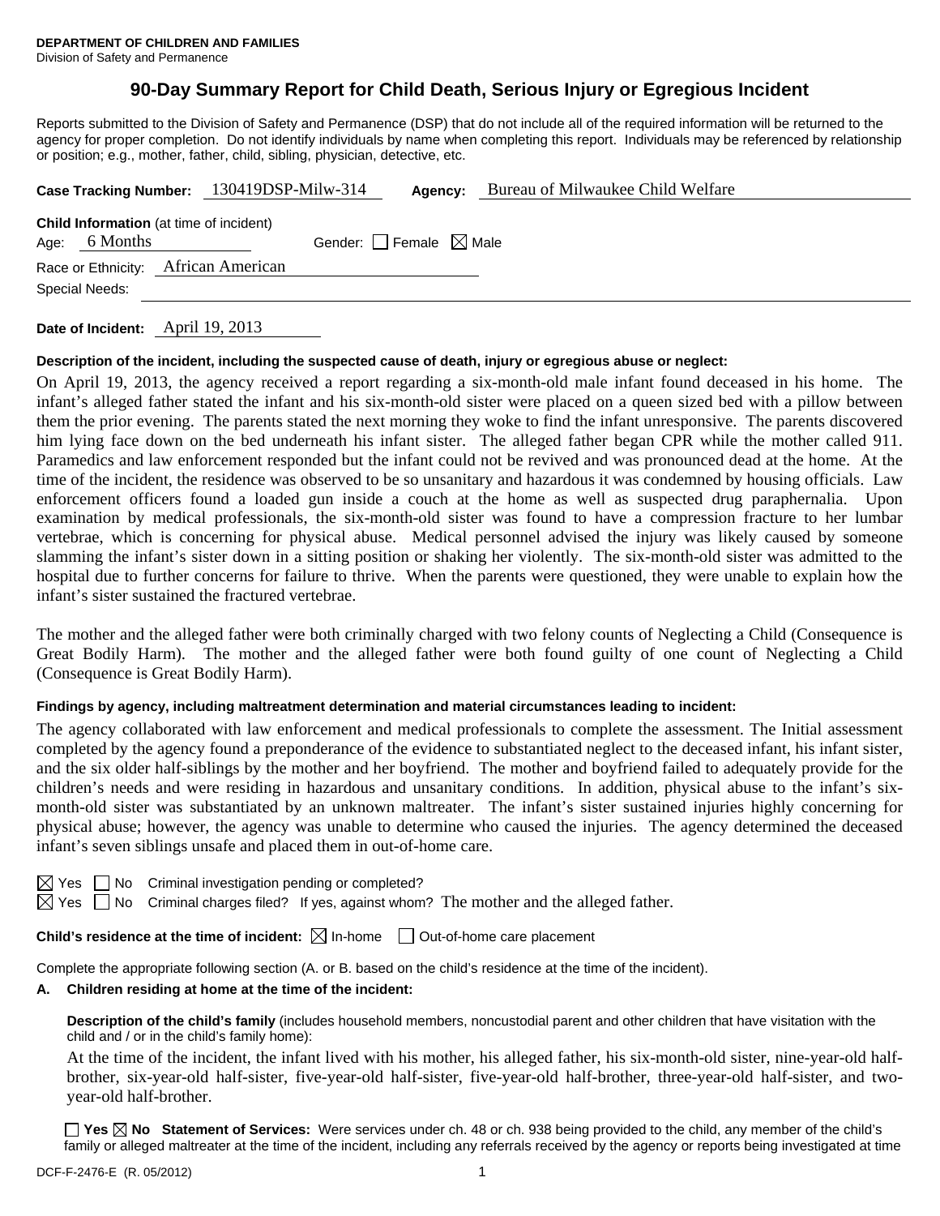**DEPARTMENT OF CHILDREN AND FAMILIES**
Division of Safety and Permanence

# 90-Day Summary Report for Child Death, Serious Injury or Egregious Incident

Reports submitted to the Division of Safety and Permanence (DSP) that do not include all of the required information will be returned to the agency for proper completion. Do not identify individuals by name when completing this report. Individuals may be referenced by relationship or position; e.g., mother, father, child, sibling, physician, detective, etc.

**Case Tracking Number:** 130419DSP-Milw-314 **Agency:** Bureau of Milwaukee Child Welfare

**Child Information** (at time of incident)
Age: 6 Months Gender: ☐ Female ☒ Male
Race or Ethnicity: African American
Special Needs:

**Date of Incident:** April 19, 2013

**Description of the incident, including the suspected cause of death, injury or egregious abuse or neglect:**

On April 19, 2013, the agency received a report regarding a six-month-old male infant found deceased in his home. The infant's alleged father stated the infant and his six-month-old sister were placed on a queen sized bed with a pillow between them the prior evening. The parents stated the next morning they woke to find the infant unresponsive. The parents discovered him lying face down on the bed underneath his infant sister. The alleged father began CPR while the mother called 911. Paramedics and law enforcement responded but the infant could not be revived and was pronounced dead at the home. At the time of the incident, the residence was observed to be so unsanitary and hazardous it was condemned by housing officials. Law enforcement officers found a loaded gun inside a couch at the home as well as suspected drug paraphernalia. Upon examination by medical professionals, the six-month-old sister was found to have a compression fracture to her lumbar vertebrae, which is concerning for physical abuse. Medical personnel advised the injury was likely caused by someone slamming the infant's sister down in a sitting position or shaking her violently. The six-month-old sister was admitted to the hospital due to further concerns for failure to thrive. When the parents were questioned, they were unable to explain how the infant's sister sustained the fractured vertebrae.

The mother and the alleged father were both criminally charged with two felony counts of Neglecting a Child (Consequence is Great Bodily Harm). The mother and the alleged father were both found guilty of one count of Neglecting a Child (Consequence is Great Bodily Harm).

**Findings by agency, including maltreatment determination and material circumstances leading to incident:**

The agency collaborated with law enforcement and medical professionals to complete the assessment. The Initial assessment completed by the agency found a preponderance of the evidence to substantiated neglect to the deceased infant, his infant sister, and the six older half-siblings by the mother and her boyfriend. The mother and boyfriend failed to adequately provide for the children's needs and were residing in hazardous and unsanitary conditions. In addition, physical abuse to the infant's six-month-old sister was substantiated by an unknown maltreater. The infant's sister sustained injuries highly concerning for physical abuse; however, the agency was unable to determine who caused the injuries. The agency determined the deceased infant's seven siblings unsafe and placed them in out-of-home care.

☒ Yes ☐ No Criminal investigation pending or completed?
☒ Yes ☐ No Criminal charges filed? If yes, against whom? The mother and the alleged father.

**Child's residence at the time of incident:** ☒ In-home ☐ Out-of-home care placement

Complete the appropriate following section (A. or B. based on the child's residence at the time of the incident).

**A. Children residing at home at the time of the incident:**

**Description of the child's family** (includes household members, noncustodial parent and other children that have visitation with the child and / or in the child's family home):

At the time of the incident, the infant lived with his mother, his alleged father, his six-month-old sister, nine-year-old half-brother, six-year-old half-sister, five-year-old half-sister, five-year-old half-brother, three-year-old half-sister, and two-year-old half-brother.

☐ **Yes** ☒ **No Statement of Services:** Were services under ch. 48 or ch. 938 being provided to the child, any member of the child's family or alleged maltreater at the time of the incident, including any referrals received by the agency or reports being investigated at time

DCF-F-2476-E (R. 05/2012)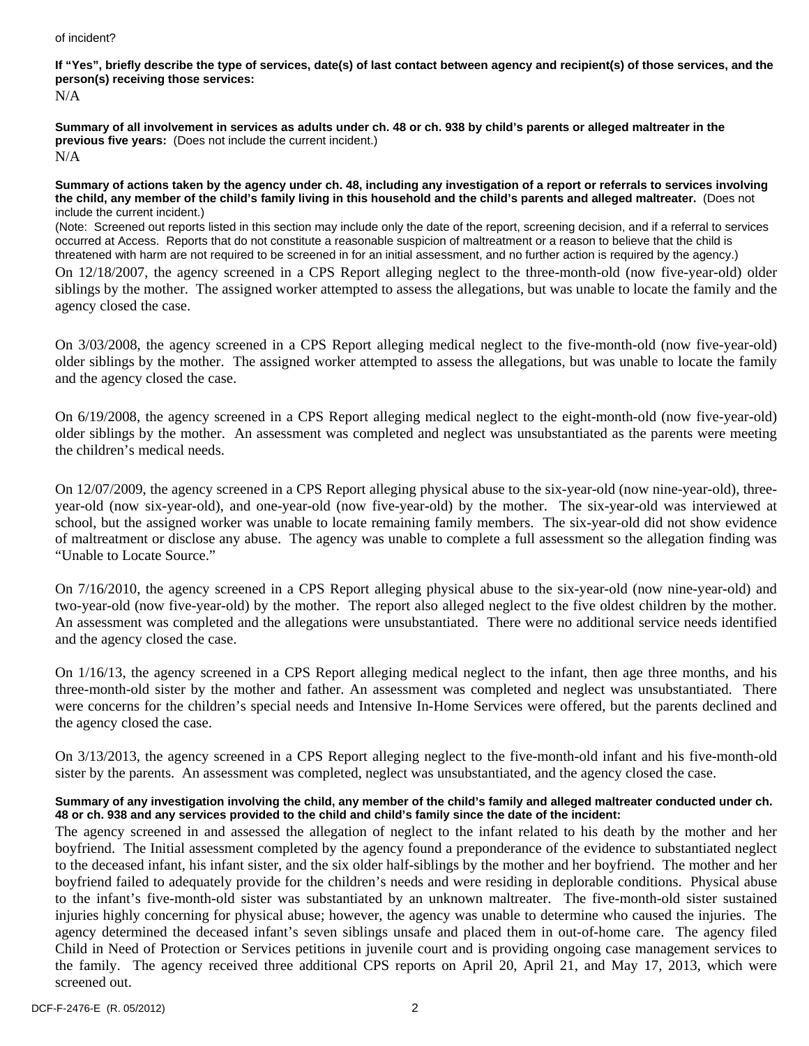of incident?

**If "Yes", briefly describe the type of services, date(s) of last contact between agency and recipient(s) of those services, and the person(s) receiving those services:**

N/A

**Summary of all involvement in services as adults under ch. 48 or ch. 938 by child's parents or alleged maltreater in the previous five years:** (Does not include the current incident.)

N/A

**Summary of actions taken by the agency under ch. 48, including any investigation of a report or referrals to services involving the child, any member of the child's family living in this household and the child's parents and alleged maltreater.** (Does not include the current incident.)

(Note: Screened out reports listed in this section may include only the date of the report, screening decision, and if a referral to services occurred at Access. Reports that do not constitute a reasonable suspicion of maltreatment or a reason to believe that the child is threatened with harm are not required to be screened in for an initial assessment, and no further action is required by the agency.)

On 12/18/2007, the agency screened in a CPS Report alleging neglect to the three-month-old (now five-year-old) older siblings by the mother. The assigned worker attempted to assess the allegations, but was unable to locate the family and the agency closed the case.

On 3/03/2008, the agency screened in a CPS Report alleging medical neglect to the five-month-old (now five-year-old) older siblings by the mother. The assigned worker attempted to assess the allegations, but was unable to locate the family and the agency closed the case.

On 6/19/2008, the agency screened in a CPS Report alleging medical neglect to the eight-month-old (now five-year-old) older siblings by the mother. An assessment was completed and neglect was unsubstantiated as the parents were meeting the children's medical needs.

On 12/07/2009, the agency screened in a CPS Report alleging physical abuse to the six-year-old (now nine-year-old), three-year-old (now six-year-old), and one-year-old (now five-year-old) by the mother. The six-year-old was interviewed at school, but the assigned worker was unable to locate remaining family members. The six-year-old did not show evidence of maltreatment or disclose any abuse. The agency was unable to complete a full assessment so the allegation finding was "Unable to Locate Source."

On 7/16/2010, the agency screened in a CPS Report alleging physical abuse to the six-year-old (now nine-year-old) and two-year-old (now five-year-old) by the mother. The report also alleged neglect to the five oldest children by the mother. An assessment was completed and the allegations were unsubstantiated. There were no additional service needs identified and the agency closed the case.

On 1/16/13, the agency screened in a CPS Report alleging medical neglect to the infant, then age three months, and his three-month-old sister by the mother and father. An assessment was completed and neglect was unsubstantiated. There were concerns for the children's special needs and Intensive In-Home Services were offered, but the parents declined and the agency closed the case.

On 3/13/2013, the agency screened in a CPS Report alleging neglect to the five-month-old infant and his five-month-old sister by the parents. An assessment was completed, neglect was unsubstantiated, and the agency closed the case.

**Summary of any investigation involving the child, any member of the child's family and alleged maltreater conducted under ch. 48 or ch. 938 and any services provided to the child and child's family since the date of the incident:**

The agency screened in and assessed the allegation of neglect to the infant related to his death by the mother and her boyfriend. The Initial assessment completed by the agency found a preponderance of the evidence to substantiated neglect to the deceased infant, his infant sister, and the six older half-siblings by the mother and her boyfriend. The mother and her boyfriend failed to adequately provide for the children's needs and were residing in deplorable conditions. Physical abuse to the infant's five-month-old sister was substantiated by an unknown maltreater. The five-month-old sister sustained injuries highly concerning for physical abuse; however, the agency was unable to determine who caused the injuries. The agency determined the deceased infant's seven siblings unsafe and placed them in out-of-home care. The agency filed Child in Need of Protection or Services petitions in juvenile court and is providing ongoing case management services to the family. The agency received three additional CPS reports on April 20, April 21, and May 17, 2013, which were screened out.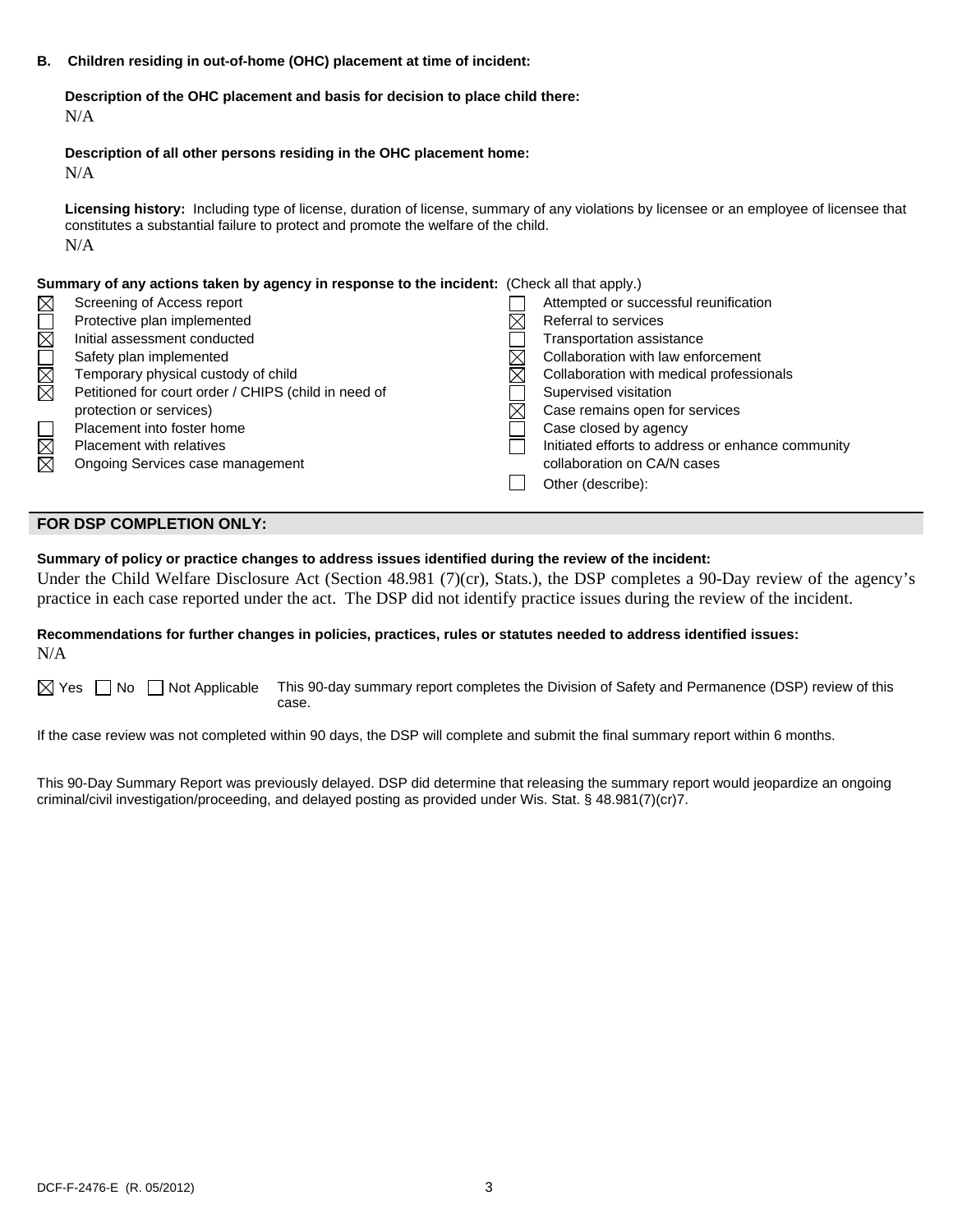**B. Children residing in out-of-home (OHC) placement at time of incident:**

**Description of the OHC placement and basis for decision to place child there:**
N/A

**Description of all other persons residing in the OHC placement home:**
N/A

**Licensing history:** Including type of license, duration of license, summary of any violations by licensee or an employee of licensee that constitutes a substantial failure to protect and promote the welfare of the child.
N/A

**Summary of any actions taken by agency in response to the incident:** (Check all that apply.)

- ☒ Screening of Access report
- ☐ Protective plan implemented
- ☒ Initial assessment conducted
- ☐ Safety plan implemented
- ☒ Temporary physical custody of child
- ☒ Petitioned for court order / CHIPS (child in need of protection or services)
- ☐ Placement into foster home
- ☒ Placement with relatives
- ☒ Ongoing Services case management
- ☐ Attempted or successful reunification
- ☒ Referral to services
- ☐ Transportation assistance
- ☒ Collaboration with law enforcement
- ☒ Collaboration with medical professionals
- ☐ Supervised visitation
- ☒ Case remains open for services
- ☐ Case closed by agency
- ☐ Initiated efforts to address or enhance community collaboration on CA/N cases
- ☐ Other (describe):

## FOR DSP COMPLETION ONLY:

**Summary of policy or practice changes to address issues identified during the review of the incident:**
Under the Child Welfare Disclosure Act (Section 48.981 (7)(cr), Stats.), the DSP completes a 90-Day review of the agency's practice in each case reported under the act. The DSP did not identify practice issues during the review of the incident.

**Recommendations for further changes in policies, practices, rules or statutes needed to address identified issues:**
N/A

☒ Yes ☐ No ☐ Not Applicable This 90-day summary report completes the Division of Safety and Permanence (DSP) review of this case.

If the case review was not completed within 90 days, the DSP will complete and submit the final summary report within 6 months.

This 90-Day Summary Report was previously delayed. DSP did determine that releasing the summary report would jeopardize an ongoing criminal/civil investigation/proceeding, and delayed posting as provided under Wis. Stat. § 48.981(7)(cr)7.

DCF-F-2476-E (R. 05/2012)